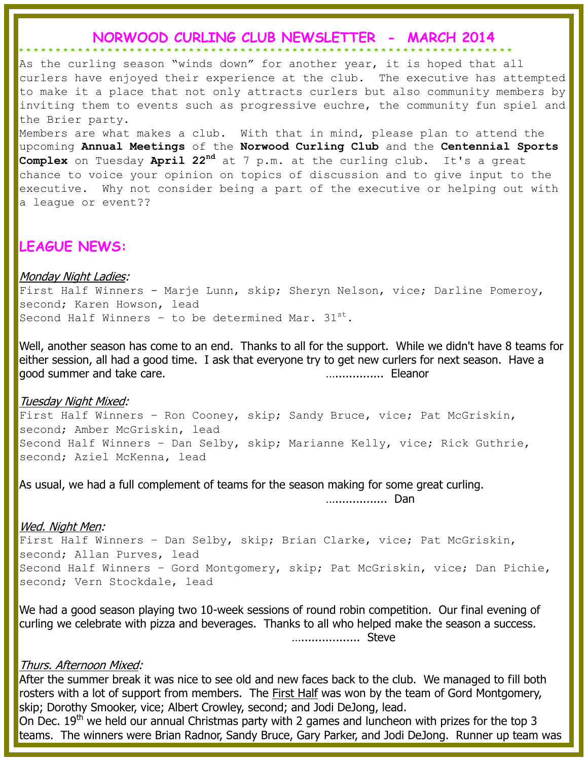# NORWOOD CURLING CLUB NEWSLETTER - MARCH 2014

As the curling season "winds down" for another year, it is hoped that all curlers have enjoyed their experience at the club. The executive has attempted to make it a place that not only attracts curlers but also community members by inviting them to events such as progressive euchre, the community fun spiel and the Brier party.

Members are what makes a club. With that in mind, please plan to attend the upcoming **Annual Meetings** of the **Norwood Curling Club** and the **Centennial Sports Complex** on Tuesday **April 22nd** at 7 p.m. at the curling club. It's a great chance to voice your opinion on topics of discussion and to give input to the executive. Why not consider being a part of the executive or helping out with a league or event??

## LEAGUE NEWS:

*Monday Night Ladies*:

First Half Winners - Marje Lunn, skip; Sheryn Nelson, vice; Darline Pomeroy, second; Karen Howson, lead

Second Half Winners – to be determined Mar. 31st.

Well, another season has come to an end. Thanks to all for the support. While we didn't have 8 teams for either session, all had a good time. I ask that everyone try to get new curlers for next season. Have a good summer and take care. …………….. Eleanor

*Tuesday Night Mixed*:

First Half Winners – Ron Cooney, skip; Sandy Bruce, vice; Pat McGriskin, second; Amber McGriskin, lead

Second Half Winners – Dan Selby, skip; Marianne Kelly, vice; Rick Guthrie, second; Aziel McKenna, lead

As usual, we had a full complement of teams for the season making for some great curling.

……………… Dan

*Wed. Night Men*:

First Half Winners – Dan Selby, skip; Brian Clarke, vice; Pat McGriskin, second; Allan Purves, lead

Second Half Winners – Gord Montgomery, skip; Pat McGriskin, vice; Dan Pichie, second; Vern Stockdale, lead

We had a good season playing two 10-week sessions of round robin competition. Our final evening of curling we celebrate with pizza and beverages. Thanks to all who helped make the season a success.

……………….. Steve

*Thurs. Afternoon Mixed*:

After the summer break it was nice to see old and new faces back to the club. We managed to fill both rosters with a lot of support from members. The First Half was won by the team of Gord Montgomery, skip; Dorothy Smooker, vice; Albert Crowley, second; and Jodi DeJong, lead.

On Dec. 19th we held our annual Christmas party with 2 games and luncheon with prizes for the top 3 teams. The winners were Brian Radnor, Sandy Bruce, Gary Parker, and Jodi DeJong. Runner up team was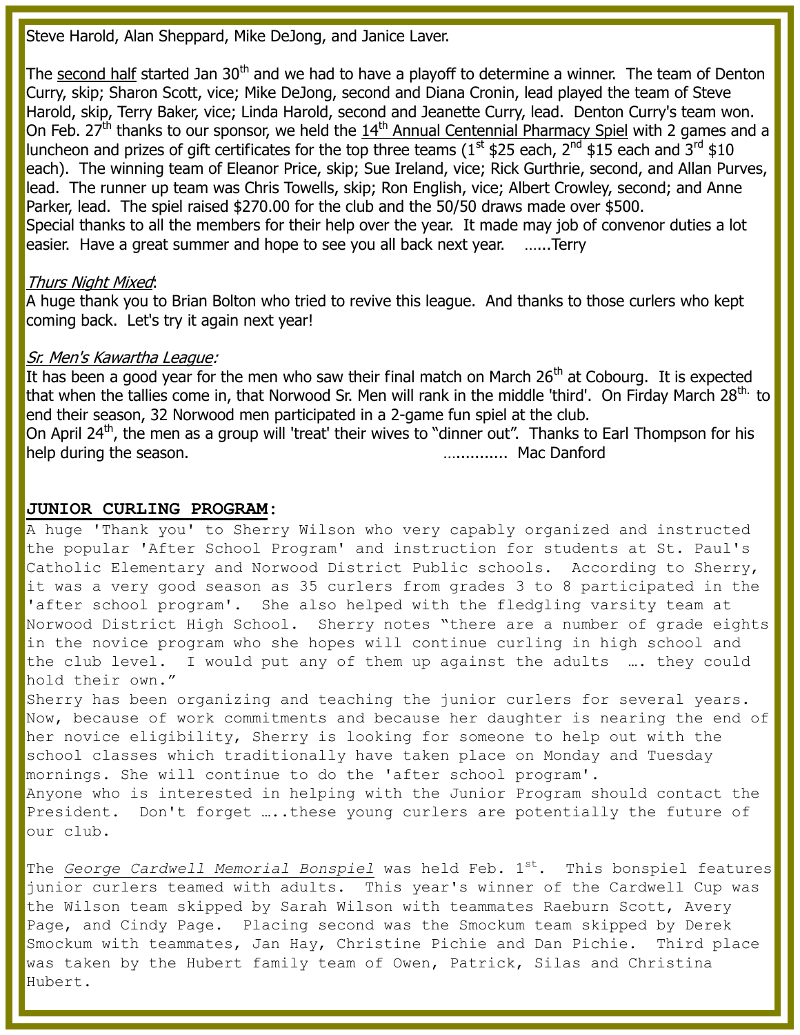Steve Harold, Alan Sheppard, Mike DeJong, and Janice Laver.

The second half started Jan 30th and we had to have a playoff to determine a winner. The team of Denton Curry, skip; Sharon Scott, vice; Mike DeJong, second and Diana Cronin, lead played the team of Steve Harold, skip, Terry Baker, vice; Linda Harold, second and Jeanette Curry, lead. Denton Curry's team won. On Feb. 27th thanks to our sponsor, we held the 14th Annual Centennial Pharmacy Spiel with 2 games and a luncheon and prizes of gift certificates for the top three teams (1st $25 each, 2nd $15 each and 3rd $10 each). The winning team of Eleanor Price, skip; Sue Ireland, vice; Rick Gurthrie, second, and Allan Purves, lead. The runner up team was Chris Towells, skip; Ron English, vice; Albert Crowley, second; and Anne Parker, lead. The spiel raised $270.00 for the club and the 50/50 draws made over $500.
Special thanks to all the members for their help over the year. It made may job of convenor duties a lot easier. Have a great summer and hope to see you all back next year. ......Terry

*Thurs Night Mixed*:
A huge thank you to Brian Bolton who tried to revive this league. And thanks to those curlers who kept coming back. Let's try it again next year!

*Sr. Men's Kawartha League:*
It has been a good year for the men who saw their final match on March 26th at Cobourg. It is expected that when the tallies come in, that Norwood Sr. Men will rank in the middle 'third'. On Firday March 28th. to end their season, 32 Norwood men participated in a 2-game fun spiel at the club.
On April 24th, the men as a group will 'treat' their wives to "dinner out". Thanks to Earl Thompson for his help during the season. ............. Mac Danford

## JUNIOR CURLING PROGRAM:

A huge 'Thank you' to Sherry Wilson who very capably organized and instructed the popular 'After School Program' and instruction for students at St. Paul's Catholic Elementary and Norwood District Public schools. According to Sherry, it was a very good season as 35 curlers from grades 3 to 8 participated in the 'after school program'. She also helped with the fledgling varsity team at Norwood District High School. Sherry notes "there are a number of grade eights in the novice program who she hopes will continue curling in high school and the club level. I would put any of them up against the adults .... they could hold their own."
Sherry has been organizing and teaching the junior curlers for several years. Now, because of work commitments and because her daughter is nearing the end of her novice eligibility, Sherry is looking for someone to help out with the school classes which traditionally have taken place on Monday and Tuesday mornings. She will continue to do the 'after school program'.
Anyone who is interested in helping with the Junior Program should contact the President. Don't forget .....these young curlers are potentially the future of our club.

The *George Cardwell Memorial Bonspiel* was held Feb. 1st. This bonspiel features junior curlers teamed with adults. This year's winner of the Cardwell Cup was the Wilson team skipped by Sarah Wilson with teammates Raeburn Scott, Avery Page, and Cindy Page. Placing second was the Smockum team skipped by Derek Smockum with teammates, Jan Hay, Christine Pichie and Dan Pichie. Third place was taken by the Hubert family team of Owen, Patrick, Silas and Christina Hubert.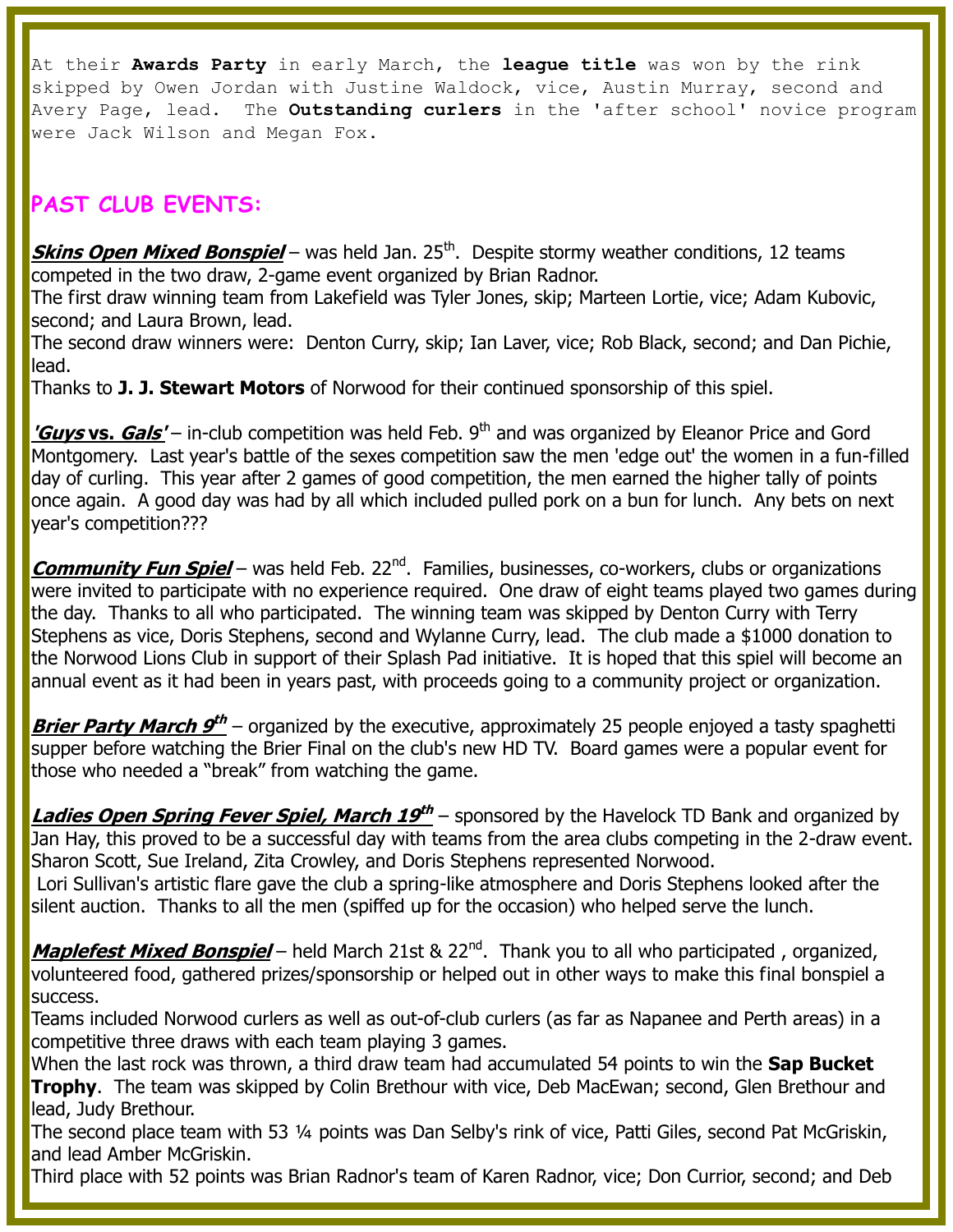At their **Awards Party** in early March, the **league title** was won by the rink skipped by Owen Jordan with Justine Waldock, vice, Austin Murray, second and Avery Page, lead. The **Outstanding curlers** in the 'after school' novice program were Jack Wilson and Megan Fox.

## PAST CLUB EVENTS:

***Skins Open Mixed Bonspiel*** – was held Jan. 25th. Despite stormy weather conditions, 12 teams competed in the two draw, 2-game event organized by Brian Radnor.
The first draw winning team from Lakefield was Tyler Jones, skip; Marteen Lortie, vice; Adam Kubovic, second; and Laura Brown, lead.
The second draw winners were: Denton Curry, skip; Ian Laver, vice; Rob Black, second; and Dan Pichie, lead.
Thanks to **J. J. Stewart Motors** of Norwood for their continued sponsorship of this spiel.

***'Guys* vs. *Gals'*** – in-club competition was held Feb. 9th and was organized by Eleanor Price and Gord Montgomery. Last year's battle of the sexes competition saw the men 'edge out' the women in a fun-filled day of curling. This year after 2 games of good competition, the men earned the higher tally of points once again. A good day was had by all which included pulled pork on a bun for lunch. Any bets on next year's competition???

***Community Fun Spiel*** – was held Feb. 22nd. Families, businesses, co-workers, clubs or organizations were invited to participate with no experience required. One draw of eight teams played two games during the day. Thanks to all who participated. The winning team was skipped by Denton Curry with Terry Stephens as vice, Doris Stephens, second and Wylanne Curry, lead. The club made a $1000 donation to the Norwood Lions Club in support of their Splash Pad initiative. It is hoped that this spiel will become an annual event as it had been in years past, with proceeds going to a community project or organization.

***Brier Party March 9th*** – organized by the executive, approximately 25 people enjoyed a tasty spaghetti supper before watching the Brier Final on the club's new HD TV. Board games were a popular event for those who needed a "break" from watching the game.

***Ladies Open Spring Fever Spiel, March 19th*** – sponsored by the Havelock TD Bank and organized by Jan Hay, this proved to be a successful day with teams from the area clubs competing in the 2-draw event. Sharon Scott, Sue Ireland, Zita Crowley, and Doris Stephens represented Norwood.
Lori Sullivan's artistic flare gave the club a spring-like atmosphere and Doris Stephens looked after the silent auction. Thanks to all the men (spiffed up for the occasion) who helped serve the lunch.

***Maplefest Mixed Bonspiel*** – held March 21st & 22nd. Thank you to all who participated , organized, volunteered food, gathered prizes/sponsorship or helped out in other ways to make this final bonspiel a success.
Teams included Norwood curlers as well as out-of-club curlers (as far as Napanee and Perth areas) in a competitive three draws with each team playing 3 games.
When the last rock was thrown, a third draw team had accumulated 54 points to win the **Sap Bucket Trophy**. The team was skipped by Colin Brethour with vice, Deb MacEwan; second, Glen Brethour and lead, Judy Brethour.
The second place team with 53 ¼ points was Dan Selby's rink of vice, Patti Giles, second Pat McGriskin, and lead Amber McGriskin.
Third place with 52 points was Brian Radnor's team of Karen Radnor, vice; Don Currior, second; and Deb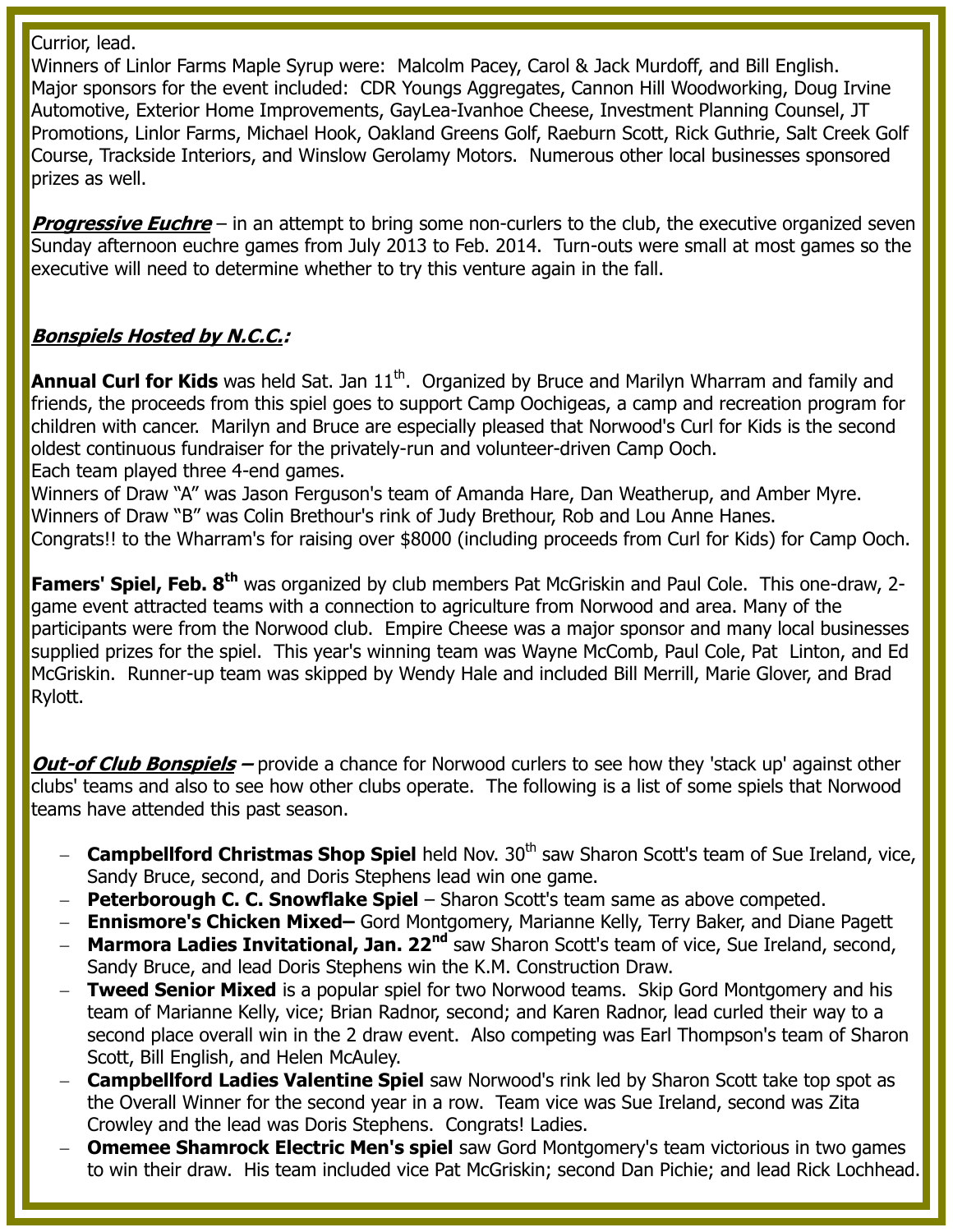Currior, lead.
Winners of Linlor Farms Maple Syrup were:  Malcolm Pacey, Carol & Jack Murdoff, and Bill English.
Major sponsors for the event included:  CDR Youngs Aggregates, Cannon Hill Woodworking, Doug Irvine Automotive, Exterior Home Improvements, GayLea-Ivanhoe Cheese, Investment Planning Counsel, JT Promotions, Linlor Farms, Michael Hook, Oakland Greens Golf, Raeburn Scott, Rick Guthrie, Salt Creek Golf Course, Trackside Interiors, and Winslow Gerolamy Motors.  Numerous other local businesses sponsored prizes as well.

***Progressive Euchre*** – in an attempt to bring some non-curlers to the club, the executive organized seven Sunday afternoon euchre games from July 2013 to Feb. 2014.  Turn-outs were small at most games so the executive will need to determine whether to try this venture again in the fall.

***Bonspiels Hosted by N.C.C.:***

**Annual Curl for Kids** was held Sat. Jan 11th.  Organized by Bruce and Marilyn Wharram and family and friends, the proceeds from this spiel goes to support Camp Oochigeas, a camp and recreation program for children with cancer.  Marilyn and Bruce are especially pleased that Norwood's Curl for Kids is the second oldest continuous fundraiser for the privately-run and volunteer-driven Camp Ooch.
Each team played three 4-end games.
Winners of Draw "A" was Jason Ferguson's team of Amanda Hare, Dan Weatherup, and Amber Myre.
Winners of Draw "B" was Colin Brethour's rink of Judy Brethour, Rob and Lou Anne Hanes.
Congrats!! to the Wharram's for raising over $8000 (including proceeds from Curl for Kids) for Camp Ooch.

**Famers' Spiel, Feb. 8th** was organized by club members Pat McGriskin and Paul Cole.  This one-draw, 2-game event attracted teams with a connection to agriculture from Norwood and area. Many of the participants were from the Norwood club.  Empire Cheese was a major sponsor and many local businesses supplied prizes for the spiel.  This year's winning team was Wayne McComb, Paul Cole, Pat  Linton, and Ed McGriskin.  Runner-up team was skipped by Wendy Hale and included Bill Merrill, Marie Glover, and Brad Rylott.

***Out-of Club Bonspiels*** **–** provide a chance for Norwood curlers to see how they 'stack up' against other clubs' teams and also to see how other clubs operate.  The following is a list of some spiels that Norwood teams have attended this past season.

- **Campbellford Christmas Shop Spiel** held Nov. 30th saw Sharon Scott's team of Sue Ireland, vice, Sandy Bruce, second, and Doris Stephens lead win one game.
- **Peterborough C. C. Snowflake Spiel** – Sharon Scott's team same as above competed.
- **Ennismore's Chicken Mixed–** Gord Montgomery, Marianne Kelly, Terry Baker, and Diane Pagett
- **Marmora Ladies Invitational, Jan. 22nd** saw Sharon Scott's team of vice, Sue Ireland, second, Sandy Bruce, and lead Doris Stephens win the K.M. Construction Draw.
- **Tweed Senior Mixed** is a popular spiel for two Norwood teams.  Skip Gord Montgomery and his team of Marianne Kelly, vice; Brian Radnor, second; and Karen Radnor, lead curled their way to a second place overall win in the 2 draw event.  Also competing was Earl Thompson's team of Sharon Scott, Bill English, and Helen McAuley.
- **Campbellford Ladies Valentine Spiel** saw Norwood's rink led by Sharon Scott take top spot as the Overall Winner for the second year in a row.  Team vice was Sue Ireland, second was Zita Crowley and the lead was Doris Stephens.  Congrats! Ladies.
- **Omemee Shamrock Electric Men's spiel** saw Gord Montgomery's team victorious in two games to win their draw.  His team included vice Pat McGriskin; second Dan Pichie; and lead Rick Lochhead.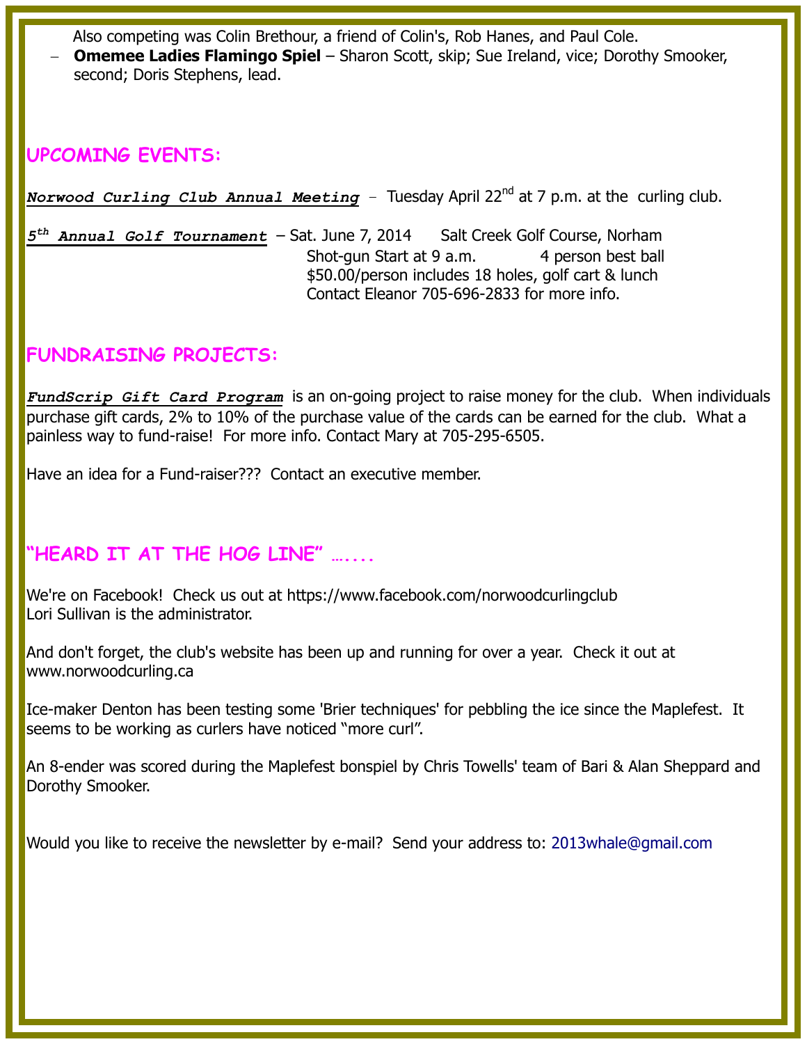Also competing was Colin Brethour, a friend of Colin's, Rob Hanes, and Paul Cole.

- **Omemee Ladies Flamingo Spiel** – Sharon Scott, skip; Sue Ireland, vice; Dorothy Smooker, second; Doris Stephens, lead.

## UPCOMING EVENTS:

***Norwood Curling Club Annual Meeting*** – Tuesday April 22nd at 7 p.m. at the curling club.

***5th Annual Golf Tournament*** – Sat. June 7, 2014 Salt Creek Golf Course, Norham
Shot-gun Start at 9 a.m. 4 person best ball
$50.00/person includes 18 holes, golf cart & lunch
Contact Eleanor 705-696-2833 for more info.

## FUNDRAISING PROJECTS:

***FundScrip Gift Card Program*** is an on-going project to raise money for the club. When individuals purchase gift cards, 2% to 10% of the purchase value of the cards can be earned for the club. What a painless way to fund-raise! For more info. Contact Mary at 705-295-6505.

Have an idea for a Fund-raiser??? Contact an executive member.

## "HEARD IT AT THE HOG LINE" …....

We're on Facebook! Check us out at https://www.facebook.com/norwoodcurlingclub
Lori Sullivan is the administrator.

And don't forget, the club's website has been up and running for over a year. Check it out at www.norwoodcurling.ca

Ice-maker Denton has been testing some 'Brier techniques' for pebbling the ice since the Maplefest. It seems to be working as curlers have noticed "more curl".

An 8-ender was scored during the Maplefest bonspiel by Chris Towells' team of Bari & Alan Sheppard and Dorothy Smooker.

Would you like to receive the newsletter by e-mail? Send your address to: 2013whale@gmail.com